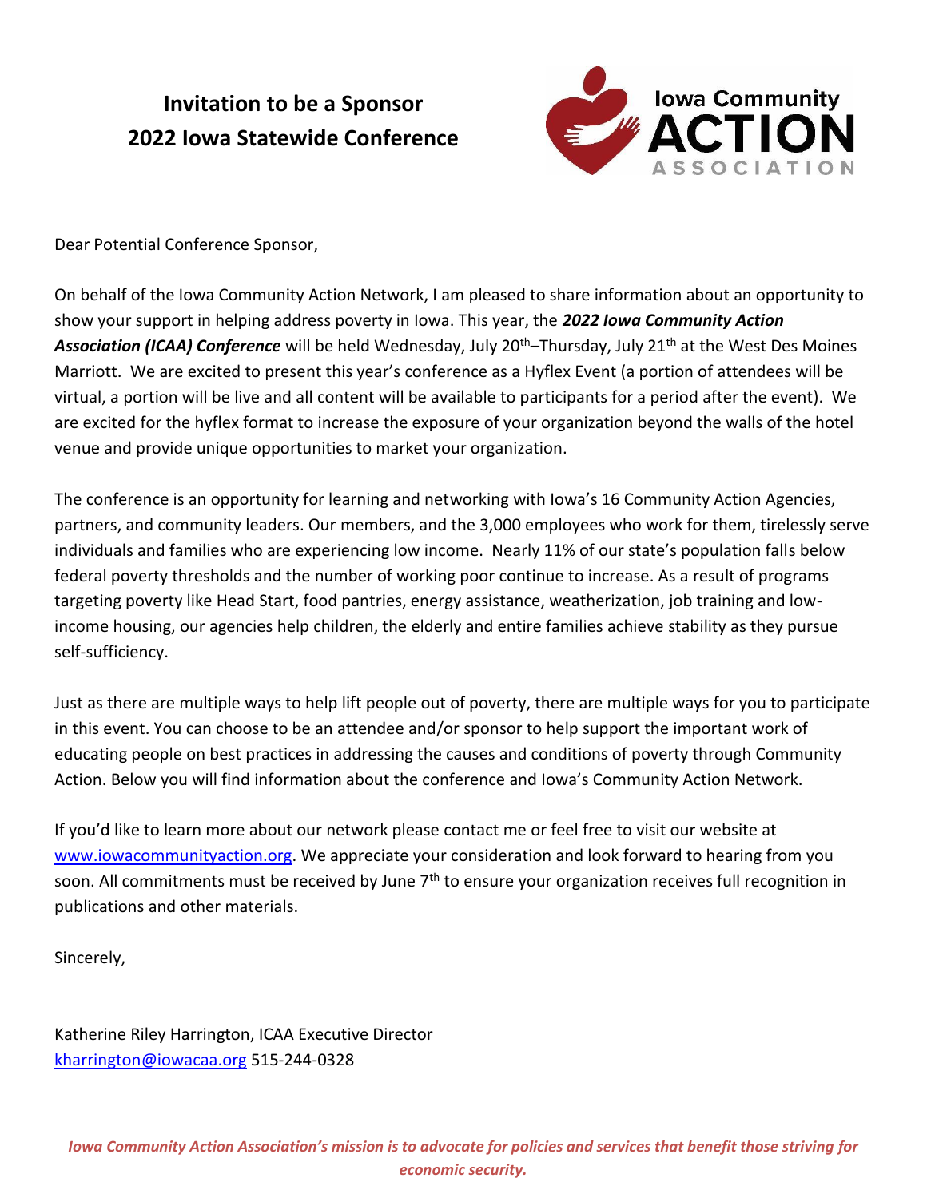# Invitation to be a Sponsor
# 2022 Iowa Statewide Conference

Iowa Community ACTION ASSOCIATION

Dear Potential Conference Sponsor,

On behalf of the Iowa Community Action Network, I am pleased to share information about an opportunity to show your support in helping address poverty in Iowa. This year, the ***2022 Iowa Community Action Association (ICAA) Conference*** will be held Wednesday, July 20th–Thursday, July 21st at the West Des Moines Marriott. We are excited to present this year's conference as a Hyflex Event (a portion of attendees will be virtual, a portion will be live and all content will be available to participants for a period after the event). We are excited for the hyflex format to increase the exposure of your organization beyond the walls of the hotel venue and provide unique opportunities to market your organization.

The conference is an opportunity for learning and networking with Iowa's 16 Community Action Agencies, partners, and community leaders. Our members, and the 3,000 employees who work for them, tirelessly serve individuals and families who are experiencing low income. Nearly 11% of our state's population falls below federal poverty thresholds and the number of working poor continue to increase. As a result of programs targeting poverty like Head Start, food pantries, energy assistance, weatherization, job training and low-income housing, our agencies help children, the elderly and entire families achieve stability as they pursue self-sufficiency.

Just as there are multiple ways to help lift people out of poverty, there are multiple ways for you to participate in this event. You can choose to be an attendee and/or sponsor to help support the important work of educating people on best practices in addressing the causes and conditions of poverty through Community Action. Below you will find information about the conference and Iowa's Community Action Network.

If you'd like to learn more about our network please contact me or feel free to visit our website at [www.iowacommunityaction.org](http://www.iowacommunityaction.org). We appreciate your consideration and look forward to hearing from you soon. All commitments must be received by June 7th to ensure your organization receives full recognition in publications and other materials.

Sincerely,

Katherine Riley Harrington, ICAA Executive Director
[kharrington@iowacaa.org](mailto:kharrington@iowacaa.org) 515-244-0328

*Iowa Community Action Association's mission is to advocate for policies and services that benefit those striving for economic security.*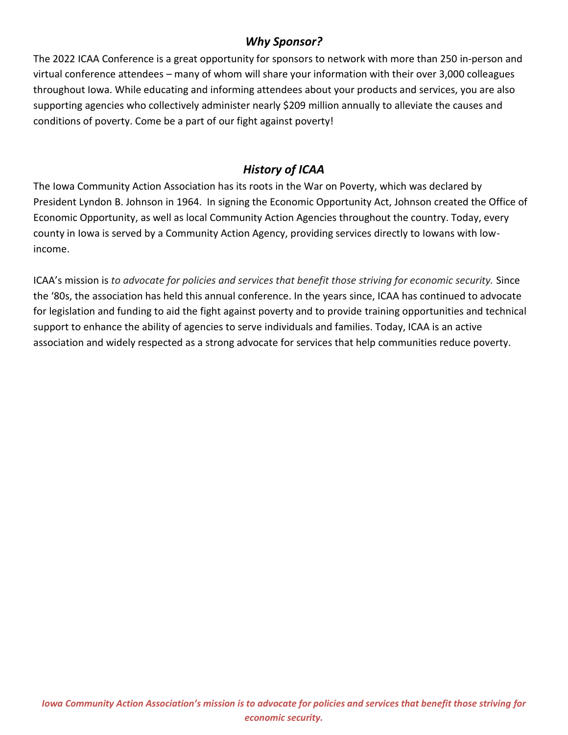## *Why Sponsor?*

The 2022 ICAA Conference is a great opportunity for sponsors to network with more than 250 in-person and virtual conference attendees – many of whom will share your information with their over 3,000 colleagues throughout Iowa. While educating and informing attendees about your products and services, you are also supporting agencies who collectively administer nearly $209 million annually to alleviate the causes and conditions of poverty. Come be a part of our fight against poverty!

## *History of ICAA*

The Iowa Community Action Association has its roots in the War on Poverty, which was declared by President Lyndon B. Johnson in 1964. In signing the Economic Opportunity Act, Johnson created the Office of Economic Opportunity, as well as local Community Action Agencies throughout the country. Today, every county in Iowa is served by a Community Action Agency, providing services directly to Iowans with low-income.

ICAA's mission is *to advocate for policies and services that benefit those striving for economic security.* Since the '80s, the association has held this annual conference. In the years since, ICAA has continued to advocate for legislation and funding to aid the fight against poverty and to provide training opportunities and technical support to enhance the ability of agencies to serve individuals and families. Today, ICAA is an active association and widely respected as a strong advocate for services that help communities reduce poverty.

***Iowa Community Action Association's mission is to advocate for policies and services that benefit those striving for economic security.***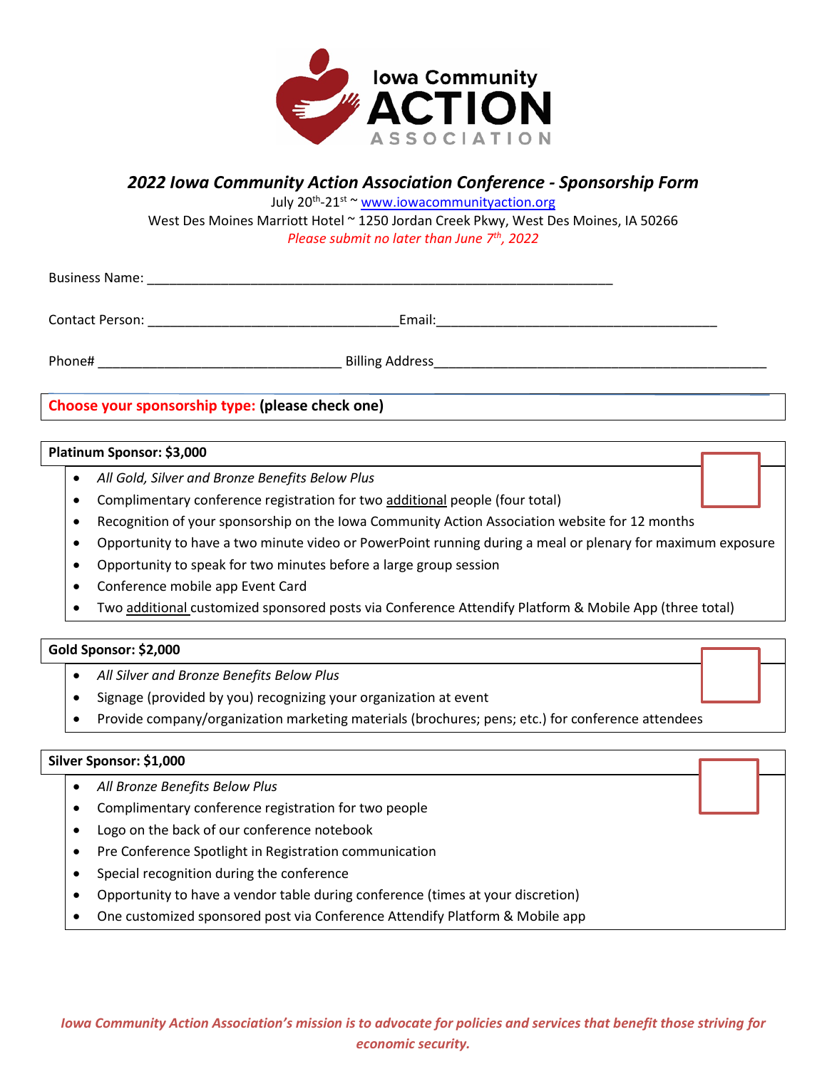Iowa Community ACTION ASSOCIATION

## *2022 Iowa Community Action Association Conference - Sponsorship Form*

July 20th-21st ~ www.iowacommunityaction.org

West Des Moines Marriott Hotel ~ 1250 Jordan Creek Pkwy, West Des Moines, IA 50266

*Please submit no later than June 7th, 2022*

Business Name: ____________________________________________________________

Contact Person: ________________________________ Email: ____________________________________

Phone# _______________________________ Billing Address ___________________________________________

**Choose your sponsorship type: (please check one)**

**Platinum Sponsor: $3,000** ☐

- *All Gold, Silver and Bronze Benefits Below Plus*
- Complimentary conference registration for two additional people (four total)
- Recognition of your sponsorship on the Iowa Community Action Association website for 12 months
- Opportunity to have a two minute video or PowerPoint running during a meal or plenary for maximum exposure
- Opportunity to speak for two minutes before a large group session
- Conference mobile app Event Card
- Two additional customized sponsored posts via Conference Attendify Platform & Mobile App (three total)

**Gold Sponsor: $2,000** ☐

- *All Silver and Bronze Benefits Below Plus*
- Signage (provided by you) recognizing your organization at event
- Provide company/organization marketing materials (brochures; pens; etc.) for conference attendees

**Silver Sponsor: $1,000** ☐

- *All Bronze Benefits Below Plus*
- Complimentary conference registration for two people
- Logo on the back of our conference notebook
- Pre Conference Spotlight in Registration communication
- Special recognition during the conference
- Opportunity to have a vendor table during conference (times at your discretion)
- One customized sponsored post via Conference Attendify Platform & Mobile app

*Iowa Community Action Association's mission is to advocate for policies and services that benefit those striving for economic security.*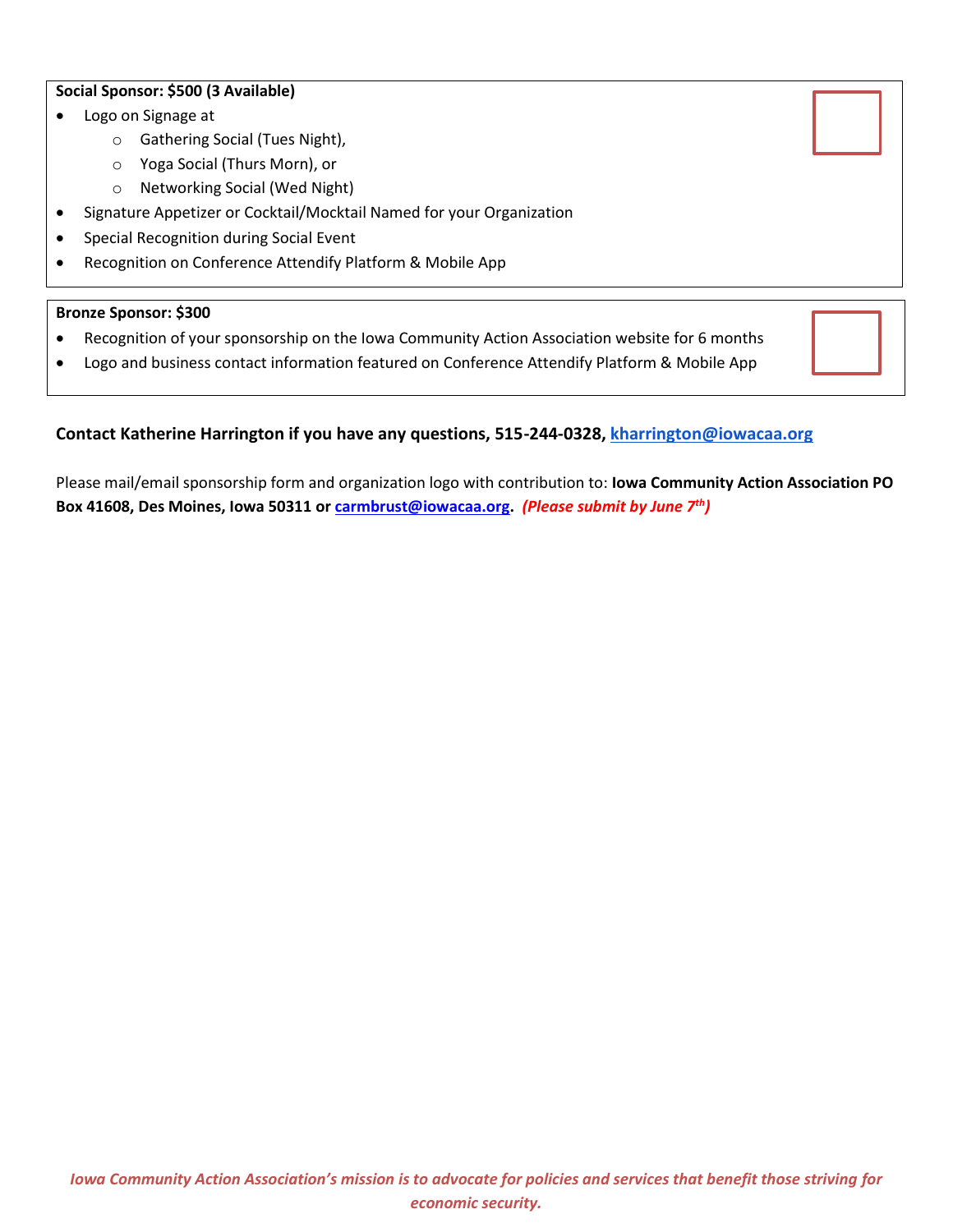**Social Sponsor: $500 (3 Available)**

- Logo on Signage at
  - Gathering Social (Tues Night),
  - Yoga Social (Thurs Morn), or
  - Networking Social (Wed Night)
- Signature Appetizer or Cocktail/Mocktail Named for your Organization
- Special Recognition during Social Event
- Recognition on Conference Attendify Platform & Mobile App

**Bronze Sponsor: $300**

- Recognition of your sponsorship on the Iowa Community Action Association website for 6 months
- Logo and business contact information featured on Conference Attendify Platform & Mobile App

**Contact Katherine Harrington if you have any questions, 515-244-0328, kharrington@iowacaa.org**

Please mail/email sponsorship form and organization logo with contribution to: **Iowa Community Action Association PO Box 41608, Des Moines, Iowa 50311 or carmbrust@iowacaa.org.** ***(Please submit by June 7th)***

*Iowa Community Action Association's mission is to advocate for policies and services that benefit those striving for economic security.*